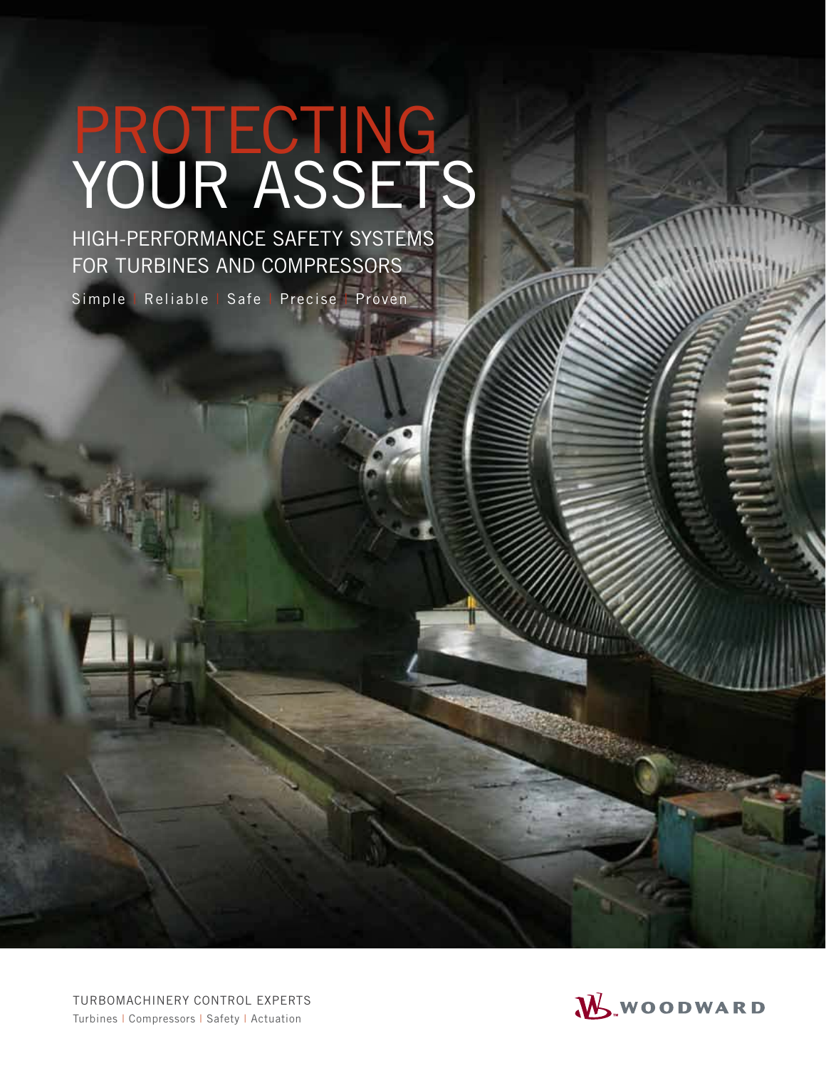# PROTECTING YOUR ASSETS

## HIGH-PERFORMANCE SAFETY SYSTEMS FOR TURBINES AND COMPRESSORS

Simple | Reliable | Safe | Precise | Proven

TURBOMACHINERY CONTROL EXPERTS

Turbines | Compressors | Safety | Actuation

WOODWARD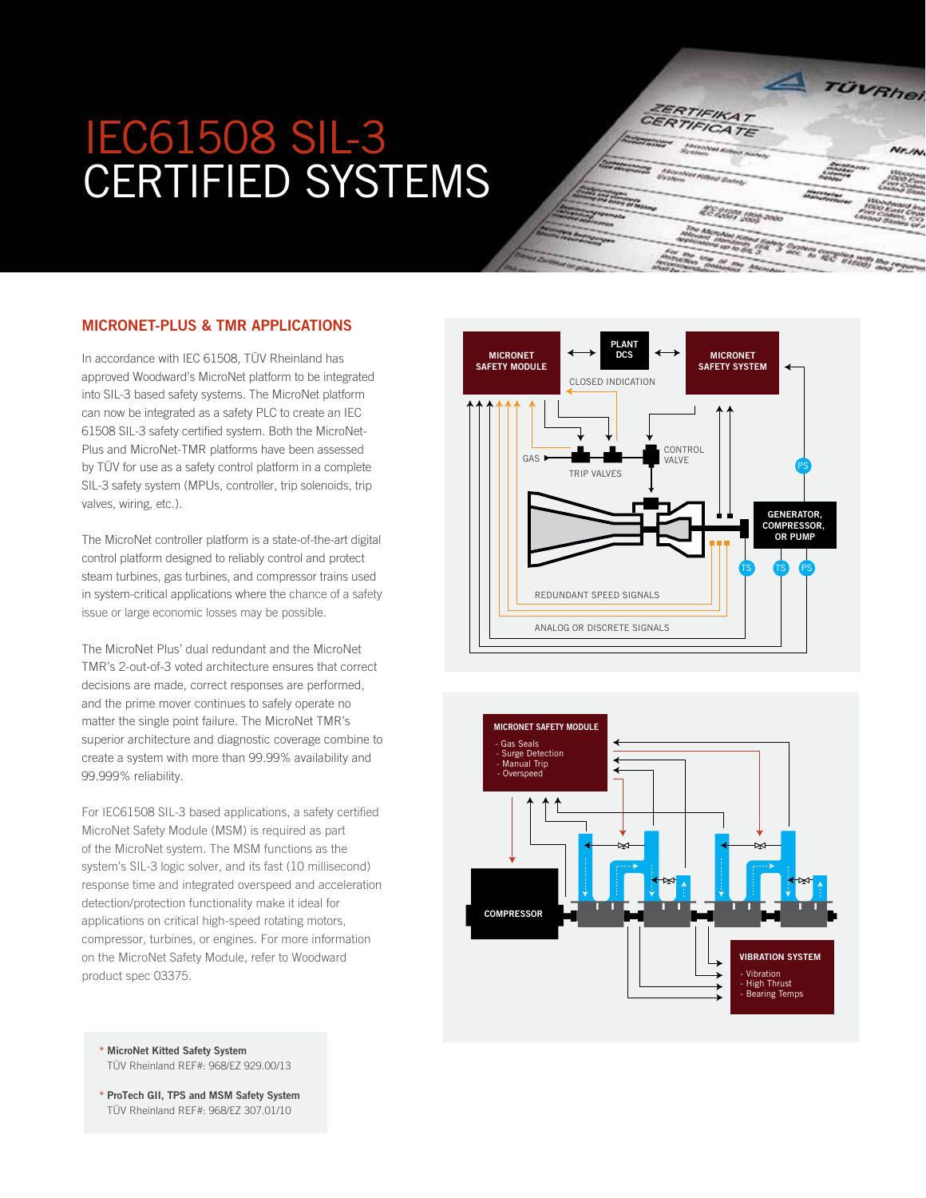# IEC61508 SIL-3 CERTIFIED SYSTEMS

## MICRONET-PLUS & TMR APPLICATIONS

In accordance with IEC 61508, TÜV Rheinland has approved Woodward's MicroNet platform to be integrated into SIL-3 based safety systems. The MicroNet platform can now be integrated as a safety PLC to create an IEC 61508 SIL-3 safety certified system. Both the MicroNet-Plus and MicroNet-TMR platforms have been assessed by TÜV for use as a safety control platform in a complete SIL-3 safety system (MPUs, controller, trip solenoids, trip valves, wiring, etc.).

The MicroNet controller platform is a state-of-the-art digital control platform designed to reliably control and protect steam turbines, gas turbines, and compressor trains used in system-critical applications where the chance of a safety issue or large economic losses may be possible.

The MicroNet Plus' dual redundant and the MicroNet TMR's 2-out-of-3 voted architecture ensures that correct decisions are made, correct responses are performed, and the prime mover continues to safely operate no matter the single point failure. The MicroNet TMR's superior architecture and diagnostic coverage combine to create a system with more than 99.99% availability and 99.999% reliability.

For IEC61508 SIL-3 based applications, a safety certified MicroNet Safety Module (MSM) is required as part of the MicroNet system. The MSM functions as the system's SIL-3 logic solver, and its fast (10 millisecond) response time and integrated overspeed and acceleration detection/protection functionality make it ideal for applications on critical high-speed rotating motors, compressor, turbines, or engines. For more information on the MicroNet Safety Module, refer to Woodward product spec 03375.

* **MicroNet Kitted Safety System**
  TÜV Rheinland REF#: 968/EZ 929.00/13

* **ProTech GII, TPS and MSM Safety System**
  TÜV Rheinland REF#: 968/EZ 307.01/10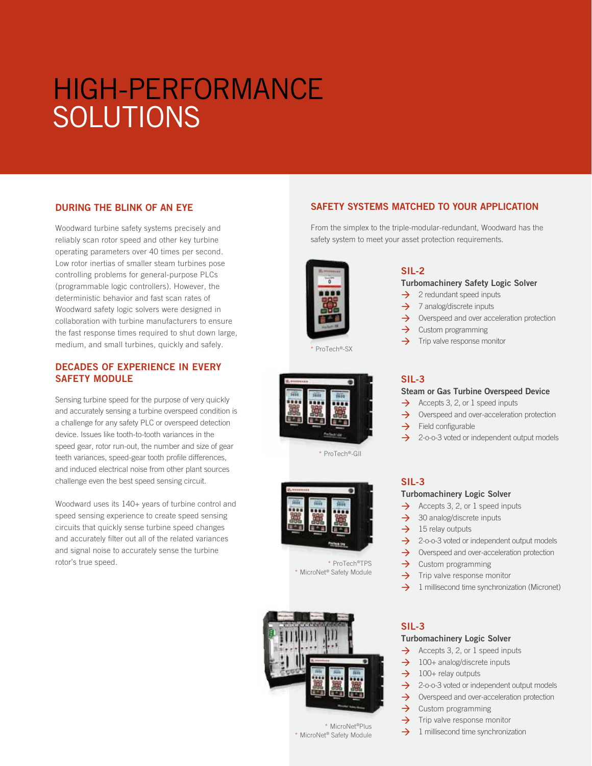# HIGH-PERFORMANCE SOLUTIONS

## DURING THE BLINK OF AN EYE

Woodward turbine safety systems precisely and reliably scan rotor speed and other key turbine operating parameters over 40 times per second. Low rotor inertias of smaller steam turbines pose controlling problems for general-purpose PLCs (programmable logic controllers). However, the deterministic behavior and fast scan rates of Woodward safety logic solvers were designed in collaboration with turbine manufacturers to ensure the fast response times required to shut down large, medium, and small turbines, quickly and safely.

## DECADES OF EXPERIENCE IN EVERY SAFETY MODULE

Sensing turbine speed for the purpose of very quickly and accurately sensing a turbine overspeed condition is a challenge for any safety PLC or overspeed detection device. Issues like tooth-to-tooth variances in the speed gear, rotor run-out, the number and size of gear teeth variances, speed-gear tooth profile differences, and induced electrical noise from other plant sources challenge even the best speed sensing circuit.

Woodward uses its 140+ years of turbine control and speed sensing experience to create speed sensing circuits that quickly sense turbine speed changes and accurately filter out all of the related variances and signal noise to accurately sense the turbine rotor's true speed.

## SAFETY SYSTEMS MATCHED TO YOUR APPLICATION

From the simplex to the triple-modular-redundant, Woodward has the safety system to meet your asset protection requirements.

* ProTech®-SX

### SIL-2

**Turbomachinery Safety Logic Solver**

- 2 redundant speed inputs
- 7 analog/discrete inputs
- Overspeed and over acceleration protection
- Custom programming
- Trip valve response monitor

* ProTech®-GII

### SIL-3

**Steam or Gas Turbine Overspeed Device**

- Accepts 3, 2, or 1 speed inputs
- Overspeed and over-acceleration protection
- Field configurable
- 2-o-o-3 voted or independent output models

* ProTech®TPS
* MicroNet® Safety Module

### SIL-3

**Turbomachinery Logic Solver**

- Accepts 3, 2, or 1 speed inputs
- 30 analog/discrete inputs
- 15 relay outputs
- 2-o-o-3 voted or independent output models
- Overspeed and over-acceleration protection
- Custom programming
- Trip valve response monitor
- 1 millisecond time synchronization (Micronet)

* MicroNet®Plus
* MicroNet® Safety Module

### SIL-3

**Turbomachinery Logic Solver**

- Accepts 3, 2, or 1 speed inputs
- 100+ analog/discrete inputs
- 100+ relay outputs
- 2-o-o-3 voted or independent output models
- Overspeed and over-acceleration protection
- Custom programming
- Trip valve response monitor
- 1 millisecond time synchronization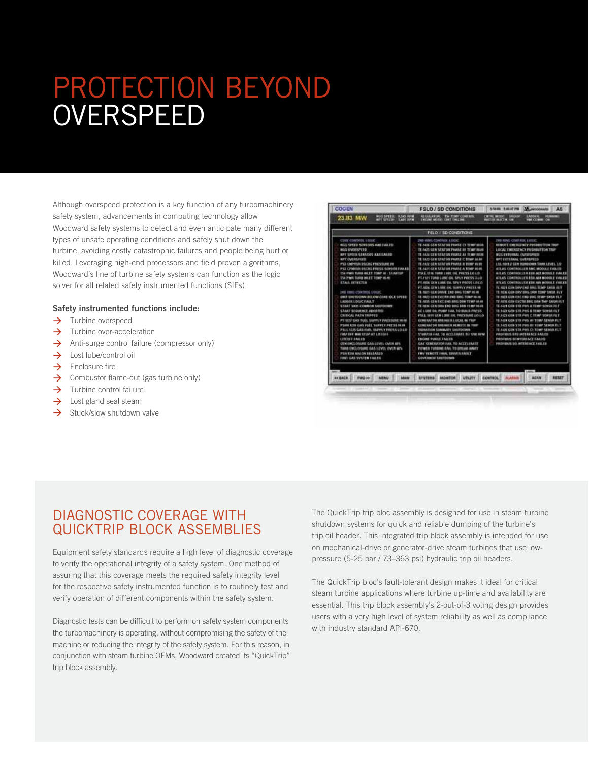# PROTECTION BEYOND OVERSPEED

Although overspeed protection is a key function of any turbomachinery safety system, advancements in computing technology allow Woodward safety systems to detect and even anticipate many different types of unsafe operating conditions and safely shut down the turbine, avoiding costly catastrophic failures and people being hurt or killed. Leveraging high-end processors and field proven algorithms, Woodward's line of turbine safety systems can function as the logic solver for all related safety instrumented functions (SIFs).

**Safety instrumented functions include:**

- Turbine overspeed
- Turbine over-acceleration
- Anti-surge control failure (compressor only)
- Lost lube/control oil
- Enclosure fire
- Combustor flame-out (gas turbine only)
- Turbine control failure
- Lost gland seal steam
- Stuck/slow shutdown valve

## DIAGNOSTIC COVERAGE WITH QUICKTRIP BLOCK ASSEMBLIES

Equipment safety standards require a high level of diagnostic coverage to verify the operational integrity of a safety system. One method of assuring that this coverage meets the required safety integrity level for the respective safety instrumented function is to routinely test and verify operation of different components within the safety system.

Diagnostic tests can be difficult to perform on safety system components the turbomachinery is operating, without compromising the safety of the machine or reducing the integrity of the safety system. For this reason, in conjunction with steam turbine OEMs, Woodward created its "QuickTrip" trip block assembly.

The QuickTrip trip bloc assembly is designed for use in steam turbine shutdown systems for quick and reliable dumping of the turbine's trip oil header. This integrated trip block assembly is intended for use on mechanical-drive or generator-drive steam turbines that use low-pressure (5-25 bar / 73–363 psi) hydraulic trip oil headers.

The QuickTrip bloc's fault-tolerant design makes it ideal for critical steam turbine applications where turbine up-time and availability are essential. This trip block assembly's 2-out-of-3 voting design provides users with a very high level of system reliability as well as compliance with industry standard API-670.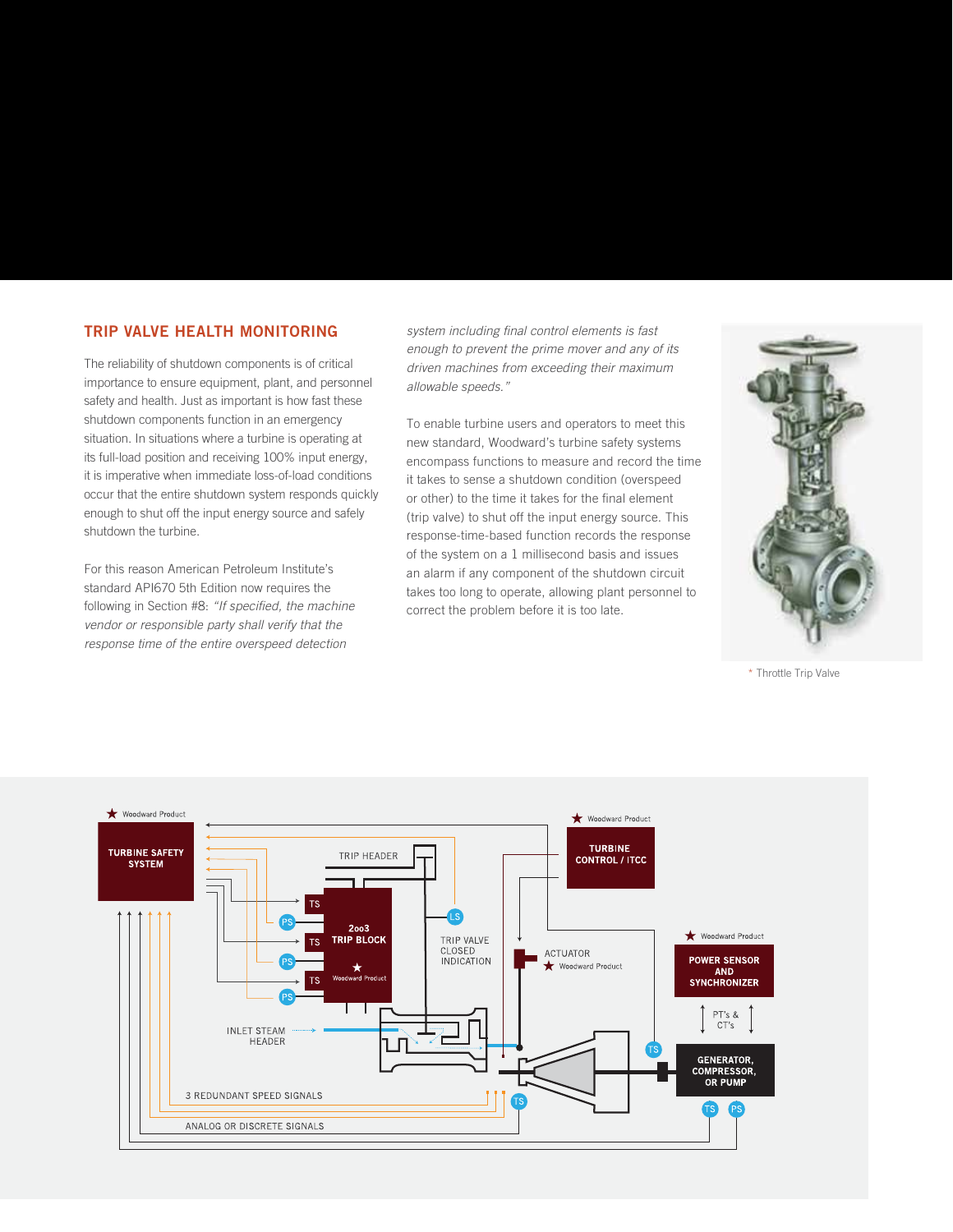## TRIP VALVE HEALTH MONITORING

The reliability of shutdown components is of critical importance to ensure equipment, plant, and personnel safety and health. Just as important is how fast these shutdown components function in an emergency situation. In situations where a turbine is operating at its full-load position and receiving 100% input energy, it is imperative when immediate loss-of-load conditions occur that the entire shutdown system responds quickly enough to shut off the input energy source and safely shutdown the turbine.

For this reason American Petroleum Institute's standard API670 5th Edition now requires the following in Section #8: *"If specified, the machine vendor or responsible party shall verify that the response time of the entire overspeed detection system including final control elements is fast enough to prevent the prime mover and any of its driven machines from exceeding their maximum allowable speeds."*

To enable turbine users and operators to meet this new standard, Woodward's turbine safety systems encompass functions to measure and record the time it takes to sense a shutdown condition (overspeed or other) to the time it takes for the final element (trip valve) to shut off the input energy source. This response-time-based function records the response of the system on a 1 millisecond basis and issues an alarm if any component of the shutdown circuit takes too long to operate, allowing plant personnel to correct the problem before it is too late.

* Throttle Trip Valve

★ Woodward Product: TURBINE SAFETY SYSTEM

TRIP HEADER

TS | PS | TS | PS | TS | PS

2oo3 TRIP BLOCK ★ Woodward Product

LS

TRIP VALVE CLOSED INDICATION

★ Woodward Product: TURBINE CONTROL / ITCC

ACTUATOR ★ Woodward Product

★ Woodward Product: POWER SENSOR AND SYNCHRONIZER

PT's & CT's

GENERATOR, COMPRESSOR, OR PUMP

TS | TS | PS

INLET STEAM HEADER

TS

3 REDUNDANT SPEED SIGNALS

ANALOG OR DISCRETE SIGNALS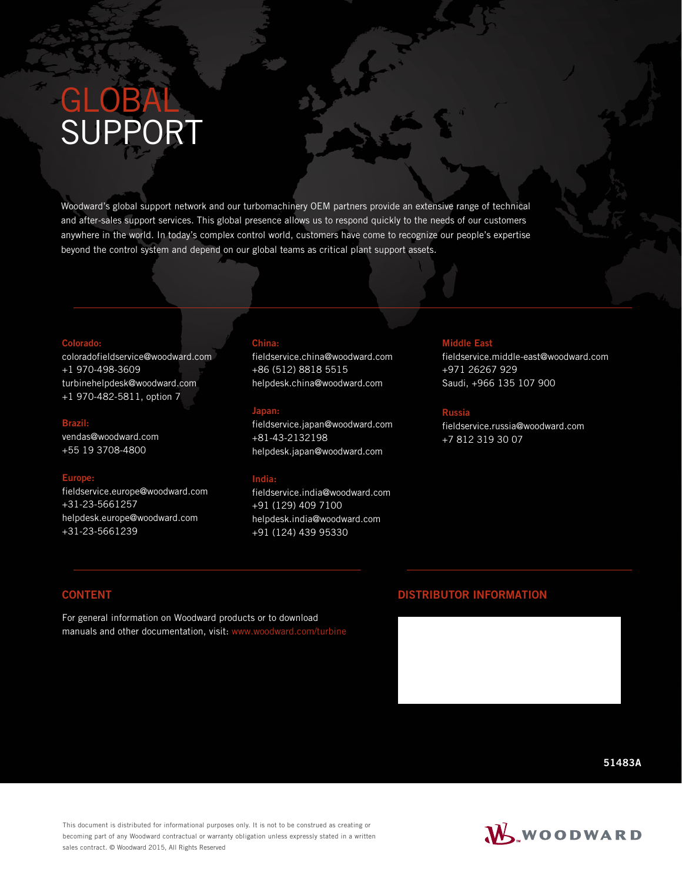# GLOBAL SUPPORT

Woodward's global support network and our turbomachinery OEM partners provide an extensive range of technical and after-sales support services. This global presence allows us to respond quickly to the needs of our customers anywhere in the world. In today's complex control world, customers have come to recognize our people's expertise beyond the control system and depend on our global teams as critical plant support assets.

**Colorado:**
coloradofieldservice@woodward.com
+1 970-498-3609
turbinehelpdesk@woodward.com
+1 970-482-5811, option 7

**Brazil:**
vendas@woodward.com
+55 19 3708-4800

**Europe:**
fieldservice.europe@woodward.com
+31-23-5661257
helpdesk.europe@woodward.com
+31-23-5661239

**China:**
fieldservice.china@woodward.com
+86 (512) 8818 5515
helpdesk.china@woodward.com

**Japan:**
fieldservice.japan@woodward.com
+81-43-2132198
helpdesk.japan@woodward.com

**India:**
fieldservice.india@woodward.com
+91 (129) 409 7100
helpdesk.india@woodward.com
+91 (124) 439 95330

**Middle East**
fieldservice.middle-east@woodward.com
+971 26267 929
Saudi, +966 135 107 900

**Russia**
fieldservice.russia@woodward.com
+7 812 319 30 07

## CONTENT

For general information on Woodward products or to download manuals and other documentation, visit: www.woodward.com/turbine

## DISTRIBUTOR INFORMATION

51483A

This document is distributed for informational purposes only. It is not to be construed as creating or becoming part of any Woodward contractual or warranty obligation unless expressly stated in a written sales contract. © Woodward 2015, All Rights Reserved

WOODWARD